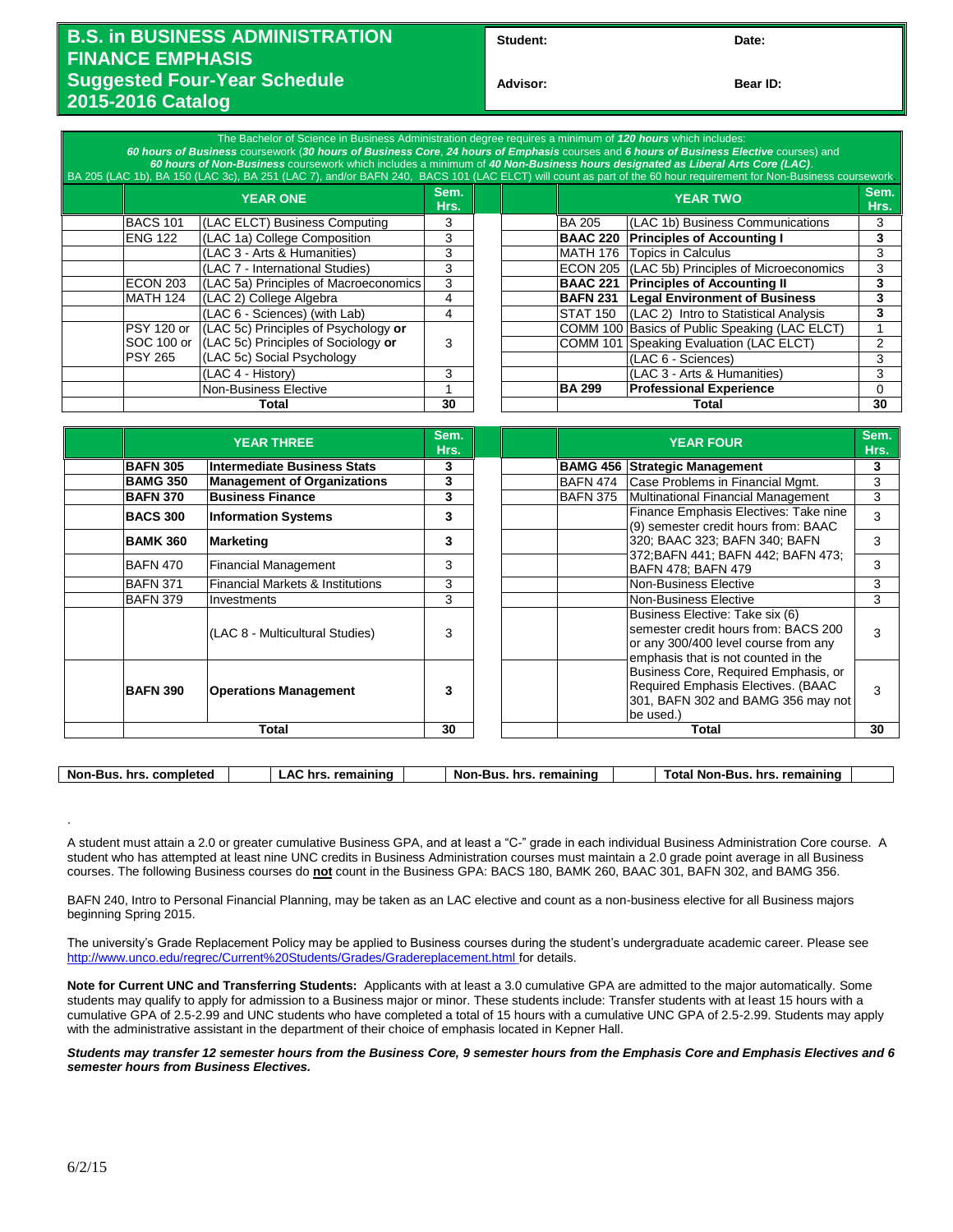# B.S. in BUSINESS ADMINISTRATION
# FINANCE EMPHASIS
## Suggested Four-Year Schedule
## 2015-2016 Catalog

| Student: | Date: |
|---|---|
| Advisor: | Bear ID: |

The Bachelor of Science in Business Administration degree requires a minimum of ***120 hours*** which includes:
***60 hours of Business*** coursework (***30 hours of Business Core***, ***24 hours of Emphasis*** courses and ***6 hours of Business Elective*** courses) and
***60 hours of Non-Business*** coursework which includes a minimum of ***40 Non-Business hours designated as Liberal Arts Core (LAC)***.
BA 205 (LAC 1b), BA 150 (LAC 3c), BA 251 (LAC 7), and/or BAFN 240, BACS 101 (LAC ELCT) will count as part of the 60 hour requirement for Non-Business coursework

| | YEAR ONE | | Sem. Hrs. |
|---|---|---|---|
| | BACS 101 | (LAC ELCT) Business Computing | 3 |
| | ENG 122 | (LAC 1a) College Composition | 3 |
| | | (LAC 3 - Arts & Humanities) | 3 |
| | | (LAC 7 - International Studies) | 3 |
| | ECON 203 | (LAC 5a) Principles of Macroeconomics | 3 |
| | MATH 124 | (LAC 2) College Algebra | 4 |
| | | (LAC 6 - Sciences) (with Lab) | 4 |
| | PSY 120 or SOC 100 or PSY 265 | (LAC 5c) Principles of Psychology **or** (LAC 5c) Principles of Sociology **or** (LAC 5c) Social Psychology | 3 |
| | | (LAC 4 - History) | 3 |
| | | Non-Business Elective | 1 |
| | | **Total** | **30** |

| | YEAR TWO | | Sem. Hrs. |
|---|---|---|---|
| | BA 205 | (LAC 1b) Business Communications | 3 |
| | **BAAC 220** | **Principles of Accounting I** | **3** |
| | MATH 176 | Topics in Calculus | 3 |
| | ECON 205 | (LAC 5b) Principles of Microeconomics | 3 |
| | **BAAC 221** | **Principles of Accounting II** | **3** |
| | **BAFN 231** | **Legal Environment of Business** | **3** |
| | STAT 150 | (LAC 2) Intro to Statistical Analysis | 3 |
| | COMM 100 | Basics of Public Speaking (LAC ELCT) | 1 |
| | COMM 101 | Speaking Evaluation (LAC ELCT) | 2 |
| | | (LAC 6 - Sciences) | 3 |
| | | (LAC 3 - Arts & Humanities) | 3 |
| | **BA 299** | **Professional Experience** | 0 |
| | | **Total** | **30** |

| | YEAR THREE | | Sem. Hrs. |
|---|---|---|---|
| | **BAFN 305** | **Intermediate Business Stats** | **3** |
| | **BAMG 350** | **Management of Organizations** | **3** |
| | **BAFN 370** | **Business Finance** | **3** |
| | **BACS 300** | **Information Systems** | **3** |
| | **BAMK 360** | **Marketing** | **3** |
| | BAFN 470 | Financial Management | 3 |
| | BAFN 371 | Financial Markets & Institutions | 3 |
| | BAFN 379 | Investments | 3 |
| | | (LAC 8 - Multicultural Studies) | 3 |
| | **BAFN 390** | **Operations Management** | **3** |
| | | **Total** | **30** |

| | YEAR FOUR | | Sem. Hrs. |
|---|---|---|---|
| | **BAMG 456** | **Strategic Management** | **3** |
| | BAFN 474 | Case Problems in Financial Mgmt. | 3 |
| | BAFN 375 | Multinational Financial Management | 3 |
| | | Finance Emphasis Electives: Take nine (9) semester credit hours from: BAAC 320; BAAC 323; BAFN 340; BAFN 372;BAFN 441; BAFN 442; BAFN 473; BAFN 478; BAFN 479 | 3 |
| | | | 3 |
| | | | 3 |
| | | Non-Business Elective | 3 |
| | | Non-Business Elective | 3 |
| | | Business Elective: Take six (6) semester credit hours from: BACS 200 or any 300/400 level course from any emphasis that is not counted in the Business Core, Required Emphasis, or Required Emphasis Electives. (BAAC 301, BAFN 302 and BAMG 356 may not be used.) | 3 |
| | | | 3 |
| | | **Total** | **30** |

| **Non-Bus. hrs. completed** | | **LAC hrs. remaining** | | **Non-Bus. hrs. remaining** | | **Total Non-Bus. hrs. remaining** | |
|---|---|---|---|---|---|---|---|

A student must attain a 2.0 or greater cumulative Business GPA, and at least a "C-" grade in each individual Business Administration Core course. A student who has attempted at least nine UNC credits in Business Administration courses must maintain a 2.0 grade point average in all Business courses. The following Business courses do **not** count in the Business GPA: BACS 180, BAMK 260, BAAC 301, BAFN 302, and BAMG 356.

BAFN 240, Intro to Personal Financial Planning, may be taken as an LAC elective and count as a non-business elective for all Business majors beginning Spring 2015.

The university's Grade Replacement Policy may be applied to Business courses during the student's undergraduate academic career. Please see http://www.unco.edu/regrec/Current%20Students/Grades/Gradereplacement.html for details.

**Note for Current UNC and Transferring Students:** Applicants with at least a 3.0 cumulative GPA are admitted to the major automatically. Some students may qualify to apply for admission to a Business major or minor. These students include: Transfer students with at least 15 hours with a cumulative GPA of 2.5-2.99 and UNC students who have completed a total of 15 hours with a cumulative UNC GPA of 2.5-2.99. Students may apply with the administrative assistant in the department of their choice of emphasis located in Kepner Hall.

***Students may transfer 12 semester hours from the Business Core, 9 semester hours from the Emphasis Core and Emphasis Electives and 6 semester hours from Business Electives.***

6/2/15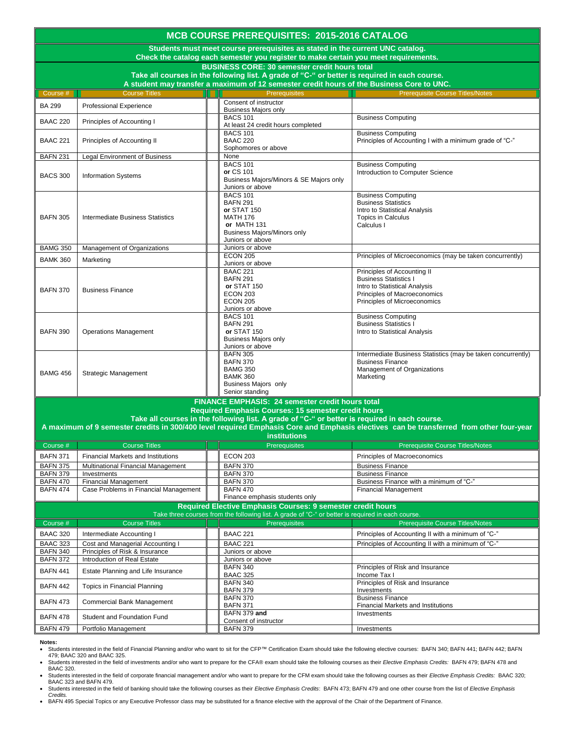# MCB COURSE PREREQUISITES: 2015-2016 CATALOG

**Students must meet course prerequisites as stated in the current UNC catalog.**
**Check the catalog each semester you register to make certain you meet requirements.**

## BUSINESS CORE: 30 semester credit hours total

**Take all courses in the following list. A grade of "C-" or better is required in each course.**
**A student may transfer a maximum of 12 semester credit hours of the Business Core to UNC.**

| Course # | Course Titles | Prerequisites | Prerequisite Course Titles/Notes |
|---|---|---|---|
| BA 299 | Professional Experience | Consent of instructor<br>Business Majors only | |
| BAAC 220 | Principles of Accounting I | BACS 101<br>At least 24 credit hours completed | Business Computing |
| BAAC 221 | Principles of Accounting II | BACS 101<br>BAAC 220<br>Sophomores or above | Business Computing<br>Principles of Accounting I with a minimum grade of "C-" |
| BAFN 231 | Legal Environment of Business | None | |
| BACS 300 | Information Systems | BACS 101<br>**or** CS 101<br>Business Majors/Minors & SE Majors only<br>Juniors or above | Business Computing<br>Introduction to Computer Science |
| BAFN 305 | Intermediate Business Statistics | BACS 101<br>BAFN 291<br>**or** STAT 150<br>MATH 176<br>**or** MATH 131<br>Business Majors/Minors only<br>Juniors or above | Business Computing<br>Business Statistics<br>Intro to Statistical Analysis<br>Topics in Calculus<br>Calculus I |
| BAMG 350 | Management of Organizations | Juniors or above | |
| BAMK 360 | Marketing | ECON 205<br>Juniors or above | Principles of Microeconomics (may be taken concurrently) |
| BAFN 370 | Business Finance | BAAC 221<br>BAFN 291<br>**or** STAT 150<br>ECON 203<br>ECON 205<br>Juniors or above | Principles of Accounting II<br>Business Statistics I<br>Intro to Statistical Analysis<br>Principles of Macroeconomics<br>Principles of Microeconomics |
| BAFN 390 | Operations Management | BACS 101<br>BAFN 291<br>**or** STAT 150<br>Business Majors only<br>Juniors or above | Business Computing<br>Business Statistics I<br>Intro to Statistical Analysis |
| BAMG 456 | Strategic Management | BAFN 305<br>BAFN 370<br>BAMG 350<br>BAMK 360<br>Business Majors only<br>Senior standing | Intermediate Business Statistics (may be taken concurrently)<br>Business Finance<br>Management of Organizations<br>Marketing |

## FINANCE EMPHASIS: 24 semester credit hours total

**Required Emphasis Courses: 15 semester credit hours**

**Take all courses in the following list. A grade of "C-" or better is required in each course.**
**A maximum of 9 semester credits in 300/400 level required Emphasis Core and Emphasis electives can be transferred from other four-year institutions**

| Course # | Course Titles | Prerequisites | Prerequisite Course Titles/Notes |
|---|---|---|---|
| BAFN 371 | Financial Markets and Institutions | ECON 203 | Principles of Macroeconomics |
| BAFN 375 | Multinational Financial Management | BAFN 370 | Business Finance |
| BAFN 379 | Investments | BAFN 370 | Business Finance |
| BAFN 470 | Financial Management | BAFN 370 | Business Finance with a minimum of "C-" |
| BAFN 474 | Case Problems in Financial Management | BAFN 470<br>Finance emphasis students only | Financial Management |

**Required Elective Emphasis Courses: 9 semester credit hours**

Take three courses from the following list. A grade of "C-" or better is required in each course.

| Course # | Course Titles | Prerequisites | Prerequisite Course Titles/Notes |
|---|---|---|---|
| BAAC 320 | Intermediate Accounting I | BAAC 221 | Principles of Accounting II with a minimum of "C-" |
| BAAC 323 | Cost and Managerial Accounting I | BAAC 221 | Principles of Accounting II with a minimum of "C-" |
| BAFN 340 | Principles of Risk & Insurance | Juniors or above | |
| BAFN 372 | Introduction of Real Estate | Juniors or above | |
| BAFN 441 | Estate Planning and Life Insurance | BAFN 340<br>BAAC 325 | Principles of Risk and Insurance<br>Income Tax I |
| BAFN 442 | Topics in Financial Planning | BAFN 340<br>BAFN 379 | Principles of Risk and Insurance<br>Investments |
| BAFN 473 | Commercial Bank Management | BAFN 370<br>BAFN 371 | Business Finance<br>Financial Markets and Institutions |
| BAFN 478 | Student and Foundation Fund | BAFN 379 **and**<br>Consent of instructor | Investments |
| BAFN 479 | Portfolio Management | BAFN 379 | Investments |

**Notes:**

- Students interested in the field of Financial Planning and/or who want to sit for the CFP™ Certification Exam should take the following elective courses: BAFN 340; BAFN 441; BAFN 442; BAFN 479; BAAC 320 and BAAC 325.
- Students interested in the field of investments and/or who want to prepare for the CFA® exam should take the following courses as their *Elective Emphasis Credits:* BAFN 479; BAFN 478 and BAAC 320.
- Students interested in the field of corporate financial management and/or who want to prepare for the CFM exam should take the following courses as their *Elective Emphasis Credits:* BAAC 320; BAAC 323 and BAFN 479.
- Students interested in the field of banking should take the following courses as their *Elective Emphasis Credits*: BAFN 473; BAFN 479 and one other course from the list of *Elective Emphasis Credits.*
- BAFN 495 Special Topics or any Executive Professor class may be substituted for a finance elective with the approval of the Chair of the Department of Finance.